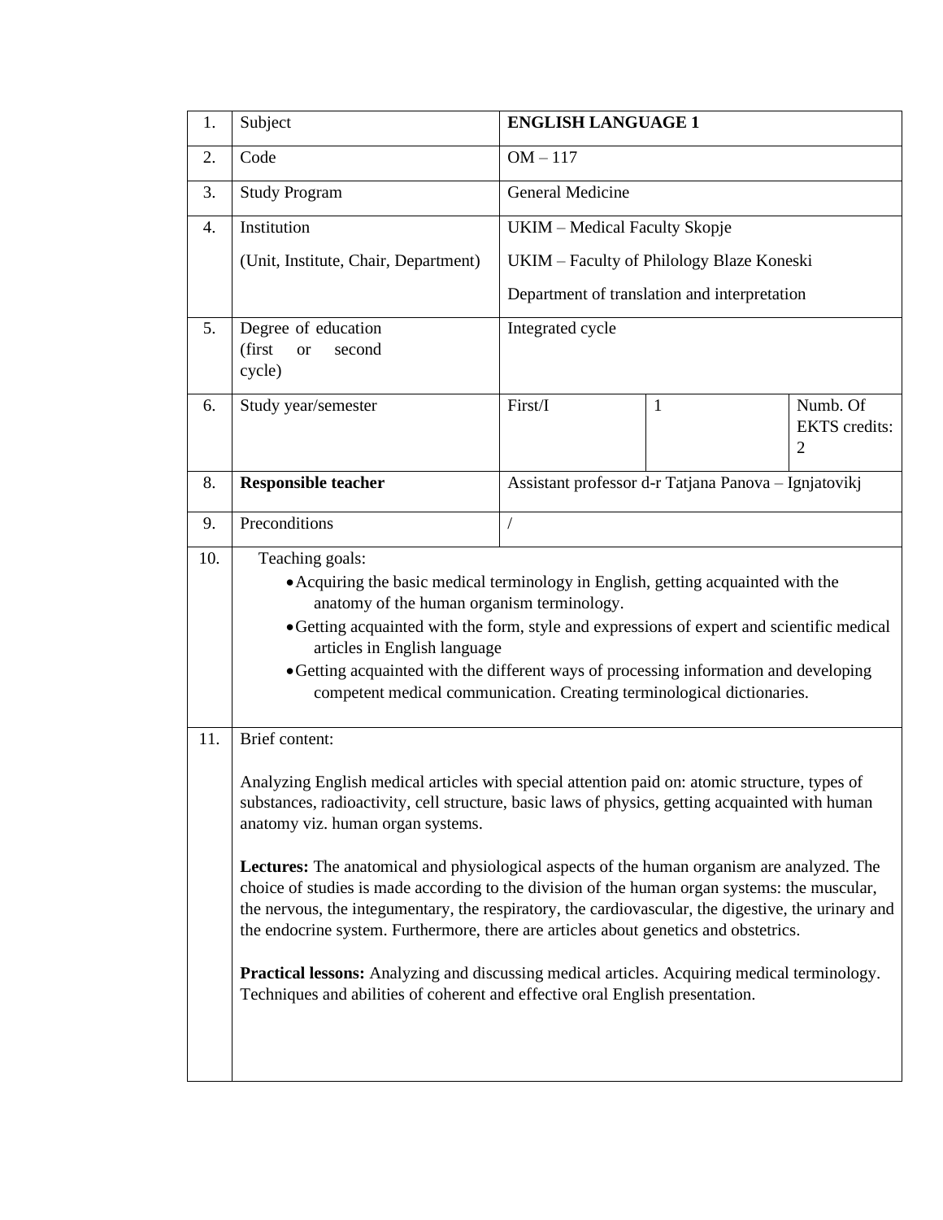| | | | | |
|---|---|---|---|---|
| 1. | Subject | **ENGLISH LANGUAGE 1** | | |
| 2. | Code | OM – 117 | | |
| 3. | Study Program | General Medicine | | |
| 4. | Institution<br>(Unit, Institute, Chair, Department) | UKIM – Medical Faculty Skopje<br>UKIM – Faculty of Philology Blaze Koneski<br>Department of translation and interpretation | | |
| 5. | Degree of education (first or second cycle) | Integrated cycle | | |
| 6. | Study year/semester | First/I | 1 | Numb. Of EKTS credits: 2 |
| 8. | **Responsible teacher** | Assistant professor d-r Tatjana Panova – Ignjatovikj | | |
| 9. | Preconditions | / | | |
| 10. | Teaching goals:<br>• Acquiring the basic medical terminology in English, getting acquainted with the anatomy of the human organism terminology.<br>• Getting acquainted with the form, style and expressions of expert and scientific medical articles in English language<br>• Getting acquainted with the different ways of processing information and developing competent medical communication. Creating terminological dictionaries. | | | |
| 11. | Brief content:<br><br>Analyzing English medical articles with special attention paid on: atomic structure, types of substances, radioactivity, cell structure, basic laws of physics, getting acquainted with human anatomy viz. human organ systems.<br><br>**Lectures:** The anatomical and physiological aspects of the human organism are analyzed. The choice of studies is made according to the division of the human organ systems: the muscular, the nervous, the integumentary, the respiratory, the cardiovascular, the digestive, the urinary and the endocrine system. Furthermore, there are articles about genetics and obstetrics.<br><br>**Practical lessons:** Analyzing and discussing medical articles. Acquiring medical terminology. Techniques and abilities of coherent and effective oral English presentation. | | | |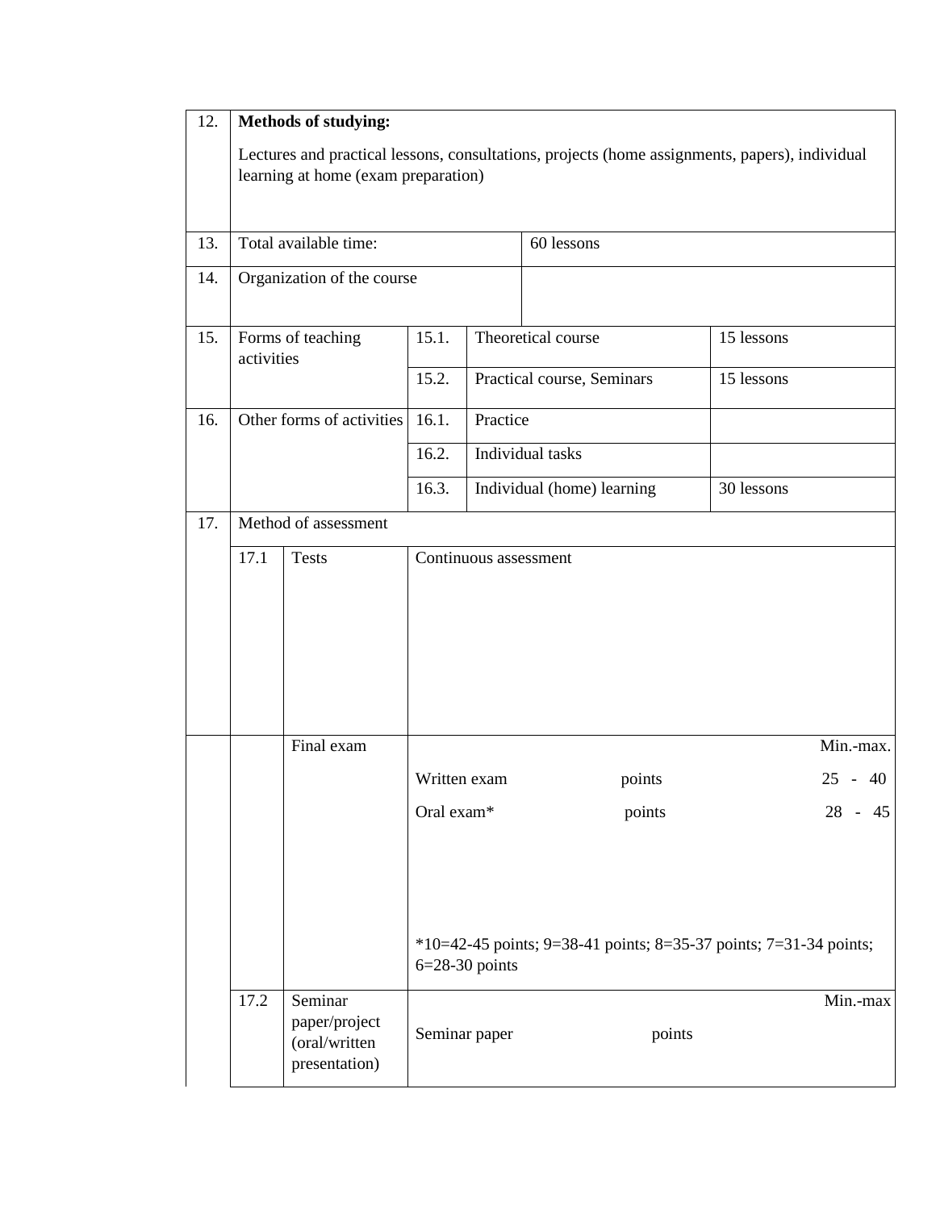| 12. | **Methods of studying:**<br><br>Lectures and practical lessons, consultations, projects (home assignments, papers), individual learning at home (exam preparation) | | | | |
|---|---|---|---|---|---|
| 13. | Total available time: | | | 60 lessons | |
| 14. | Organization of the course | | | | |
| 15. | Forms of teaching activities | 15.1. | Theoretical course | | 15 lessons |
| | | 15.2. | Practical course, Seminars | | 15 lessons |
| 16. | Other forms of activities | 16.1. | Practice | | |
| | | 16.2. | Individual tasks | | |
| | | 16.3. | Individual (home) learning | | 30 lessons |
| 17. | Method of assessment | | | | |

| 17.1 | Tests | Continuous assessment |
|---|---|---|
| | Final exam | Min.-max.<br><br>Written exam points 25 - 40<br><br>Oral exam* points 28 - 45<br><br>*10=42-45 points; 9=38-41 points; 8=35-37 points; 7=31-34 points; 6=28-30 points |
| 17.2 | Seminar paper/project (oral/written presentation) | Min.-max<br><br>Seminar paper points |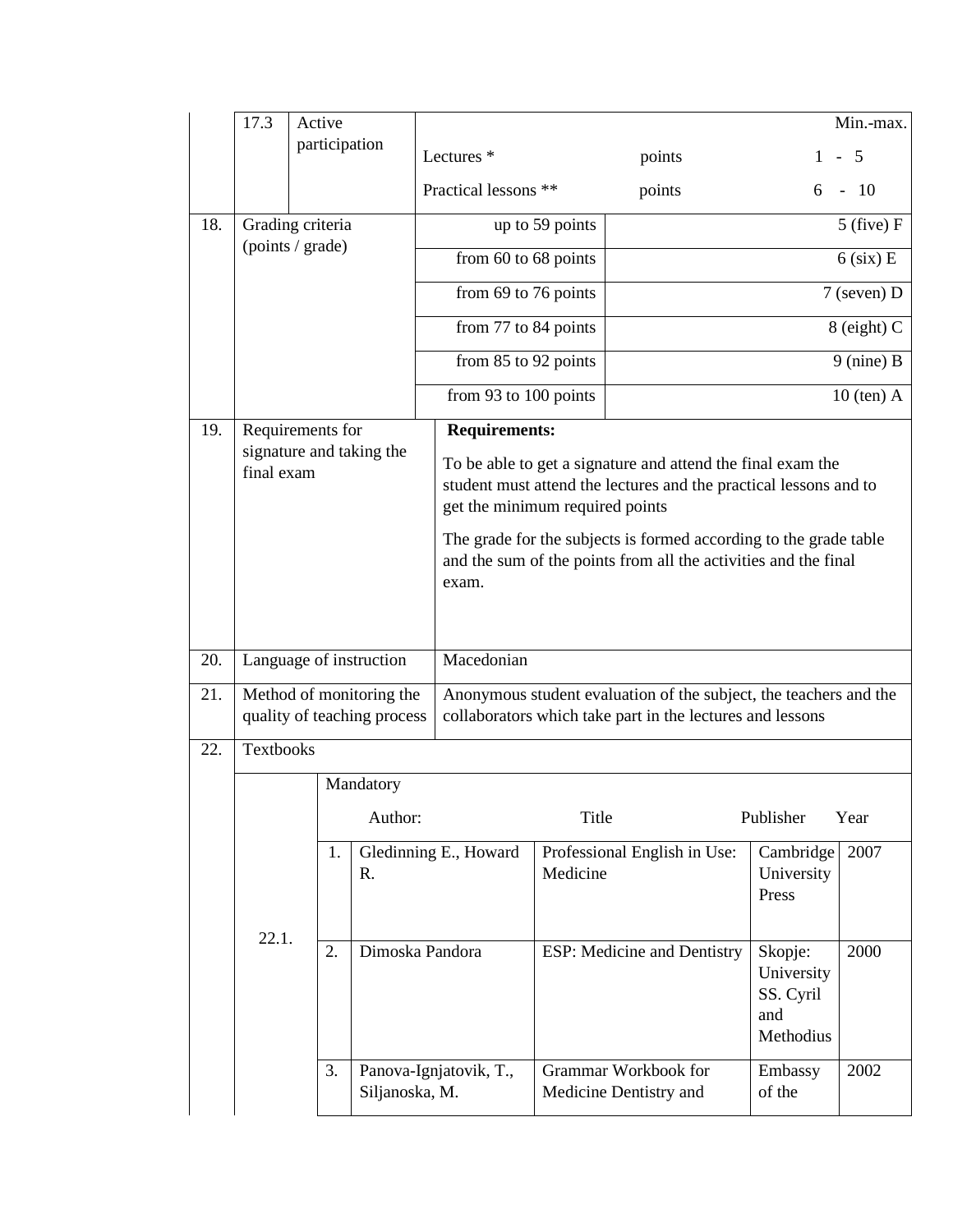| | | | | | |
|---|---|---|---|---|---|
| 17.3 | Active participation | | | | Min.-max. |
| | | Lectures * | points | | 1 - 5 |
| | | Practical lessons ** | points | | 6 - 10 |

| | | | |
|---|---|---|---|
| 18. | Grading criteria (points / grade) | up to 59 points | 5 (five) F |
| | | from 60 to 68 points | 6 (six) E |
| | | from 69 to 76 points | 7 (seven) D |
| | | from 77 to 84 points | 8 (eight) C |
| | | from 85 to 92 points | 9 (nine) B |
| | | from 93 to 100 points | 10 (ten) A |
| 19. | Requirements for signature and taking the final exam | **Requirements:**<br>To be able to get a signature and attend the final exam the student must attend the lectures and the practical lessons and to get the minimum required points<br>The grade for the subjects is formed according to the grade table and the sum of the points from all the activities and the final exam. | |
| 20. | Language of instruction | Macedonian | |
| 21. | Method of monitoring the quality of teaching process | Anonymous student evaluation of the subject, the teachers and the collaborators which take part in the lectures and lessons | |

22. Textbooks

22.1. Mandatory

| | Author: | Title | Publisher | Year |
|---|---|---|---|---|
| 1. | Gledinning E., Howard R. | Professional English in Use: Medicine | Cambridge University Press | 2007 |
| 2. | Dimoska Pandora | ESP: Medicine and Dentistry | Skopje: University SS. Cyril and Methodius | 2000 |
| 3. | Panova-Ignjatovik, T., Siljanoska, M. | Grammar Workbook for Medicine Dentistry and | Embassy of the | 2002 |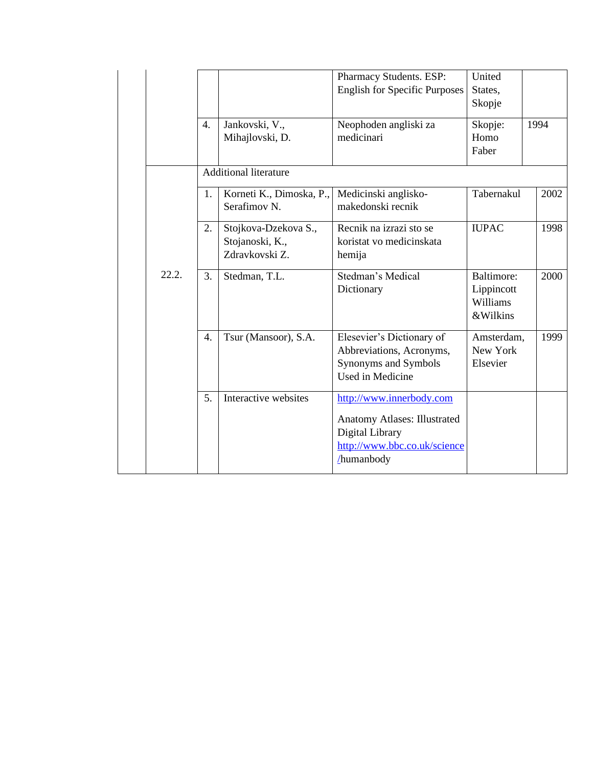| | | | | | | |
|---|---|---|---|---|---|---|
| | | | | Pharmacy Students. ESP: English for Specific Purposes | United States, Skopje | |
| | | 4. | Jankovski, V., Mihajlovski, D. | Neophoden angliski za medicinari | Skopje: Homo Faber | 1994 |
| | 22.2. | Additional literature | | | | |
| | | 1. | Korneti K., Dimoska, P., Serafimov N. | Medicinski anglisko-makedonski recnik | Tabernakul | 2002 |
| | | 2. | Stojkova-Dzekova S., Stojanoski, K., Zdravkovski Z. | Recnik na izrazi sto se koristat vo medicinskata hemija | IUPAC | 1998 |
| | | 3. | Stedman, T.L. | Stedman's Medical Dictionary | Baltimore: Lippincott Williams &Wilkins | 2000 |
| | | 4. | Tsur (Mansoor), S.A. | Elesevier's Dictionary of Abbreviations, Acronyms, Synonyms and Symbols Used in Medicine | Amsterdam, New York Elsevier | 1999 |
| | | 5. | Interactive websites | http://www.innerbody.com Anatomy Atlases: Illustrated Digital Library http://www.bbc.co.uk/science/humanbody | | |